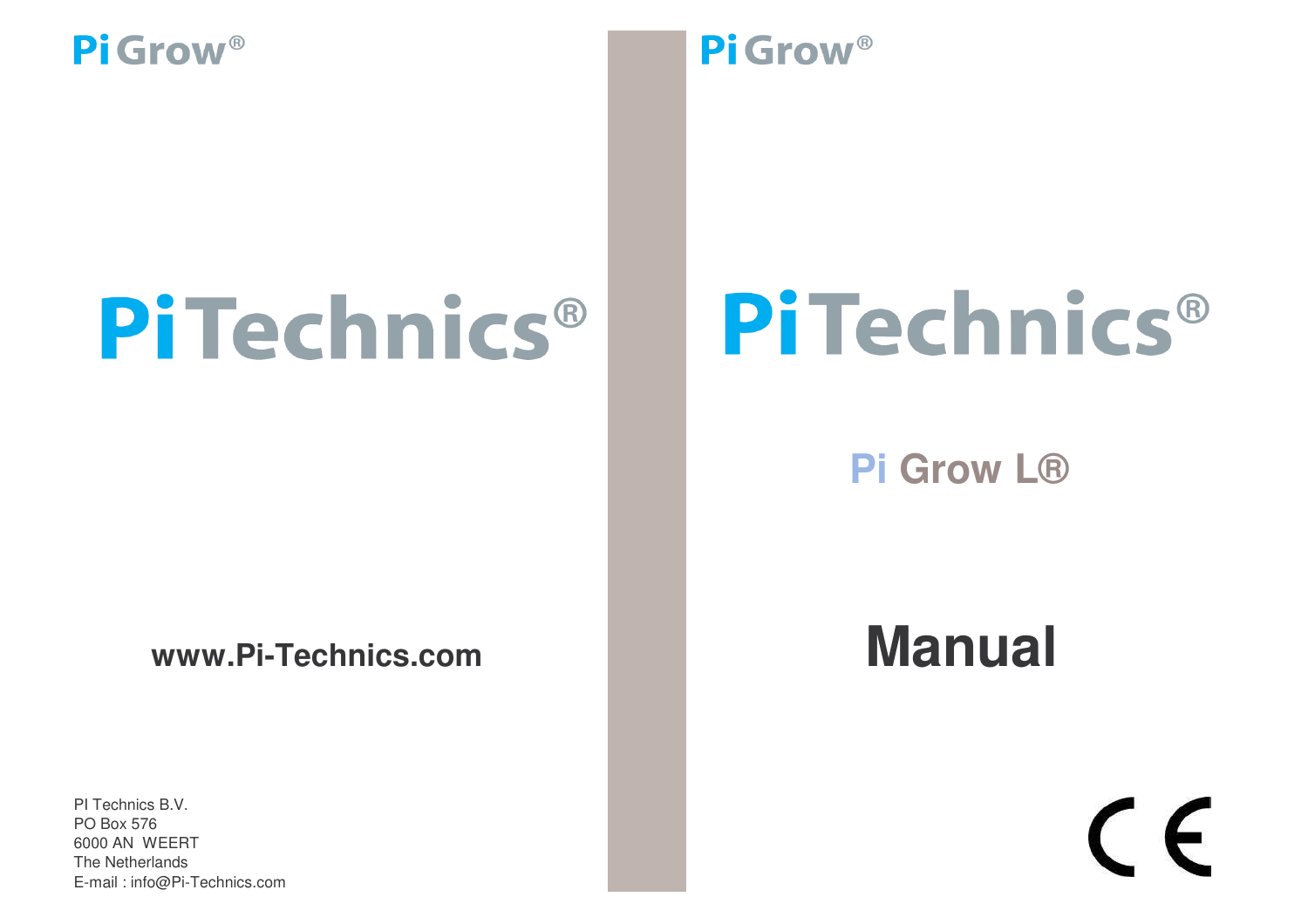Pi Grow®

# PiTechnics®

**www.Pi-Technics.com**

PI Technics B.V.
PO Box 576
6000 AN  WEERT
The Netherlands
E-mail : info@Pi-Technics.com

Pi Grow®

# PiTechnics®

## Pi Grow L®

# Manual

CE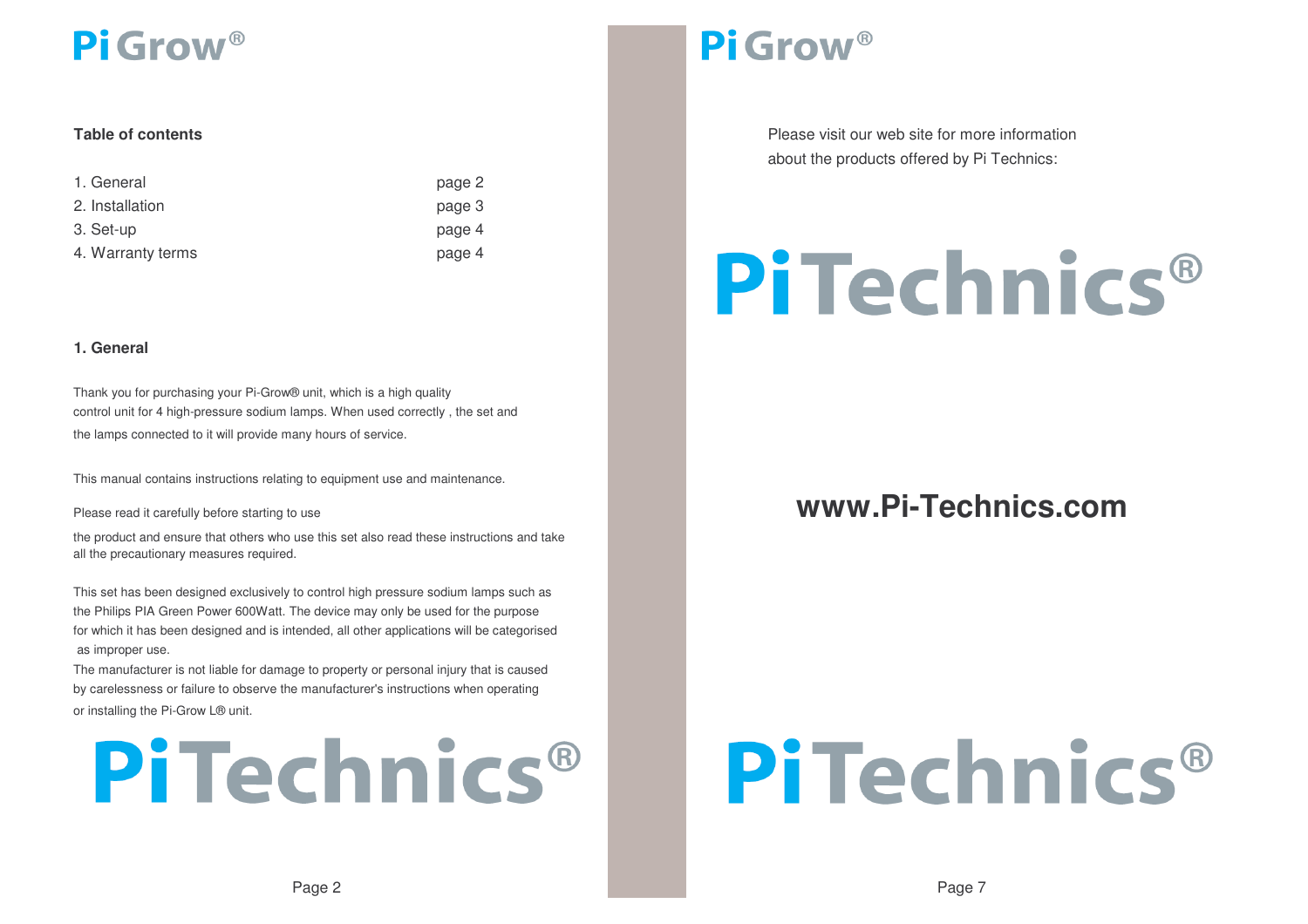## Table of contents

| | |
|---|---|
| 1. General | page 2 |
| 2. Installation | page 3 |
| 3. Set-up | page 4 |
| 4. Warranty terms | page 4 |

## 1. General

Thank you for purchasing your Pi-Grow® unit, which is a high quality control unit for 4 high-pressure sodium lamps. When used correctly , the set and the lamps connected to it will provide many hours of service.

This manual contains instructions relating to equipment use and maintenance.

Please read it carefully before starting to use the product and ensure that others who use this set also read these instructions and take all the precautionary measures required.

This set has been designed exclusively to control high pressure sodium lamps such as the Philips PIA Green Power 600Watt. The device may only be used for the purpose for which it has been designed and is intended, all other applications will be categorised as improper use.

The manufacturer is not liable for damage to property or personal injury that is caused by carelessness or failure to observe the manufacturer's instructions when operating or installing the Pi-Grow L® unit.

PiTechnics®

Please visit our web site for more information about the products offered by Pi Technics:

PiTechnics®

**www.Pi-Technics.com**

PiTechnics®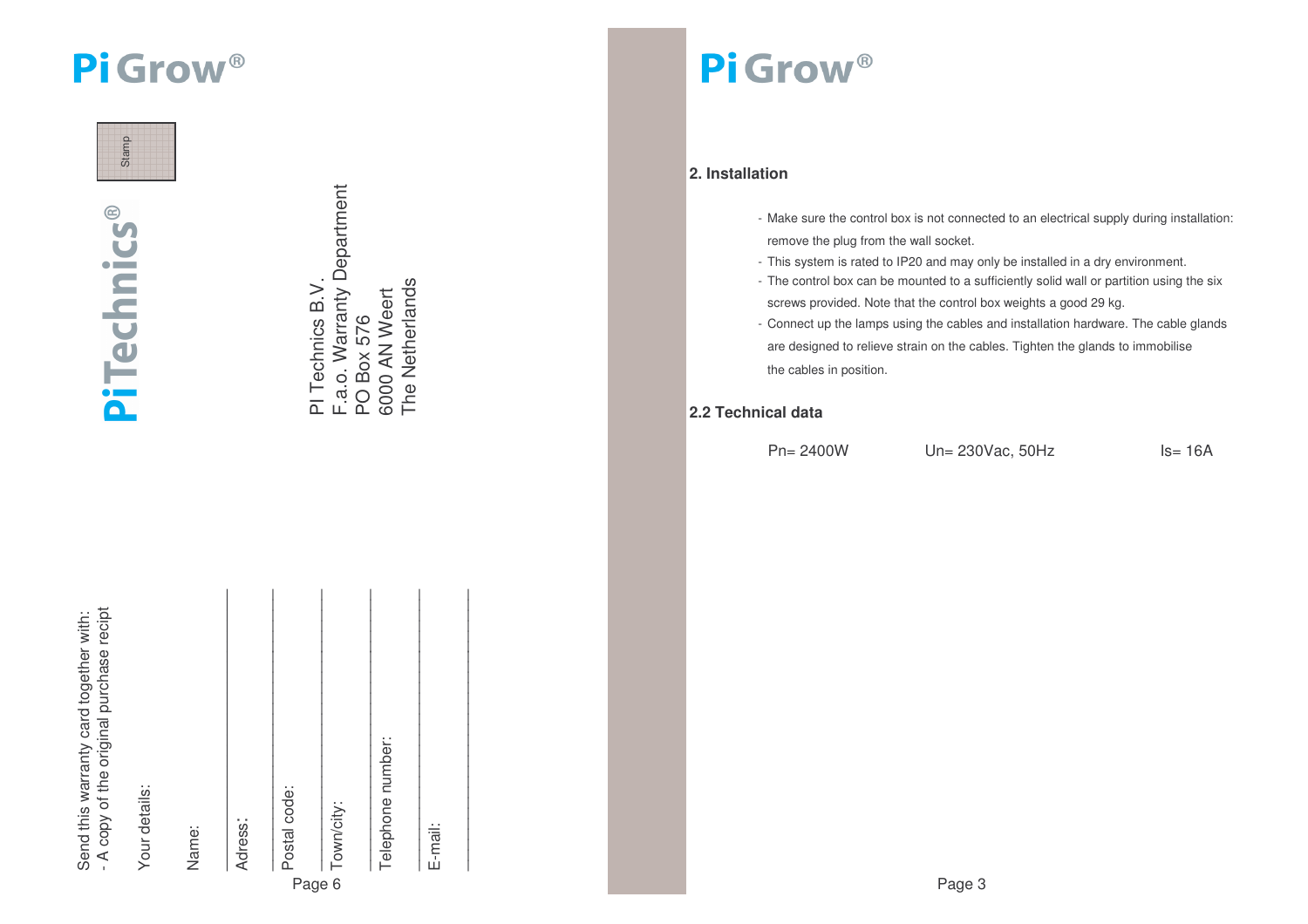# PiGrow®

Stamp

# PiTechnics®

PI Technics B.V.
F.a.o. Warranty Department
PO Box 576
6000 AN Weert
The Netherlands

Send this warranty card together with:
- A copy of the original purchase recipt

Your details:

Name:

Adress:

Postal code:

Town/city:

Telephone number:

E-mail:

# PiGrow®

## 2. Installation

- Make sure the control box is not connected to an electrical supply during installation: remove the plug from the wall socket.
- This system is rated to IP20 and may only be installed in a dry environment.
- The control box can be mounted to a sufficiently solid wall or partition using the six screws provided. Note that the control box weights a good 29 kg.
- Connect up the lamps using the cables and installation hardware. The cable glands are designed to relieve strain on the cables. Tighten the glands to immobilise the cables in position.

## 2.2 Technical data

Pn= 2400W    Un= 230Vac, 50Hz    Is= 16A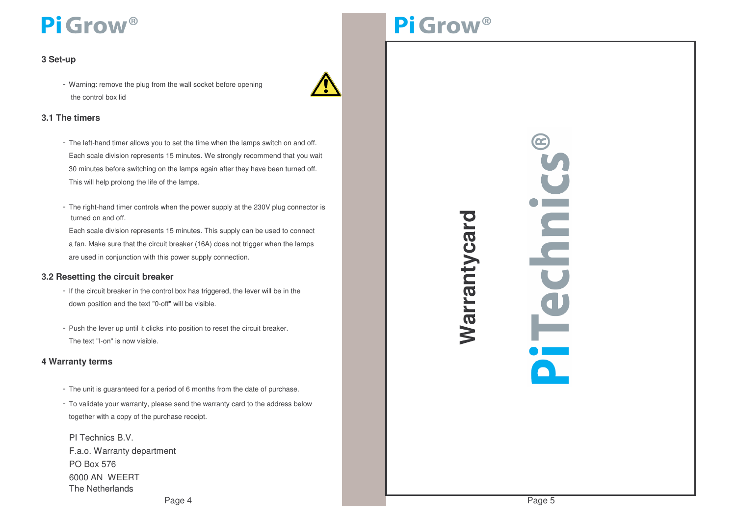## 3 Set-up

- Warning: remove the plug from the wall socket before opening the control box lid

### 3.1 The timers

- The left-hand timer allows you to set the time when the lamps switch on and off. Each scale division represents 15 minutes. We strongly recommend that you wait 30 minutes before switching on the lamps again after they have been turned off. This will help prolong the life of the lamps.

- The right-hand timer controls when the power supply at the 230V plug connector is turned on and off.
  Each scale division represents 15 minutes. This supply can be used to connect a fan. Make sure that the circuit breaker (16A) does not trigger when the lamps are used in conjunction with this power supply connection.

### 3.2 Resetting the circuit breaker

- If the circuit breaker in the control box has triggered, the lever will be in the down position and the text "0-off" will be visible.

- Push the lever up until it clicks into position to reset the circuit breaker. The text "I-on" is now visible.

## 4 Warranty terms

- The unit is guaranteed for a period of 6 months from the date of purchase.
- To validate your warranty, please send the warranty card to the address below together with a copy of the purchase receipt.

PI Technics B.V.
F.a.o. Warranty department
PO Box 576
6000 AN WEERT
The Netherlands

**Warrantycard**

PiTechnics®